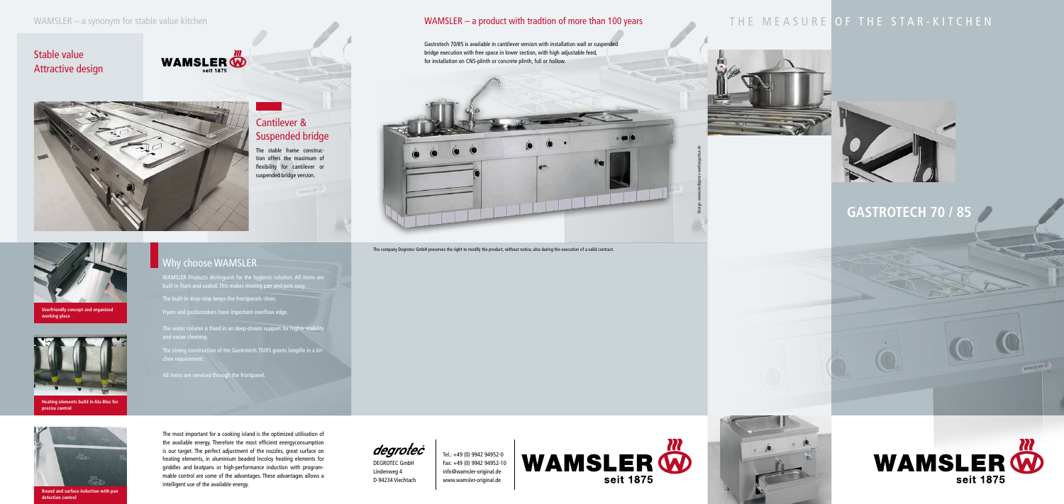WAMSLER – a synonym for stable value kitchen

## Stable value
## Attractive design

WAMSLER seit 1875

### Cantilever & Suspended bridge

The stable frame construction offers the maximum of flexibility for cantilever or suspended bridge version.

**Userfriendly concept and organized working place**

**Heating elements build in Alu-Bloc for precise control**

## Why choose WAMSLER

WAMSLER Products distinguish for the hygienic solution. All items are built in flush and sealed. This makes moving pan and pots easy.

The built-in drop-stop keeps the frontpanels clean.

Fryers and pastacookers have important overflow edge.

The water column is fixed in an deep-drawn support for higher stability and easier cleaning.

The strong construction of the Gastrotech 70/85 grants longlife in a kitchen requirement.

All items are serviced through the frontpanel.

**Round and surface induction with pan detection control**

The most important for a cooking island is the optimized utilisation of the available energy. Therefore the most efficient energyconsumption is our target. The perfect adjustment of the nozzles, great surface on heating elements, in aluminium beaded Incoloy heating elements for griddles and bratpans or high-performance induction with programmable control are some of the advantages. These advantages allows a intelligent use of the available energy.

## WAMSLER – a product with tradtion of more than 100 years

Gastrotech 70/85 is available in cantilever version with installation wall or suspended bridge execution with free space in lower section, with high adjustable feed, for installation on CNS-plinth or concrete plinth, full or hollow.

Design: www.mediapress-werbeagentur.de

The company Degrotec GmbH preserves the right to modify the product, without notice, also during the execution of a valid contract.

degrotec
DEGROTEC GmbH
Lindenweg 4
D-94234 Viechtach

Tel.: +49 (0) 9942 94952-0
Fax: +49 (0) 9942 94952-10
info@wamsler-original.de
www.wamsler-original.de

WAMSLER seit 1875

THE MEASURE OF THE STAR-KITCHEN

# GASTROTECH 70 / 85

WAMSLER seit 1875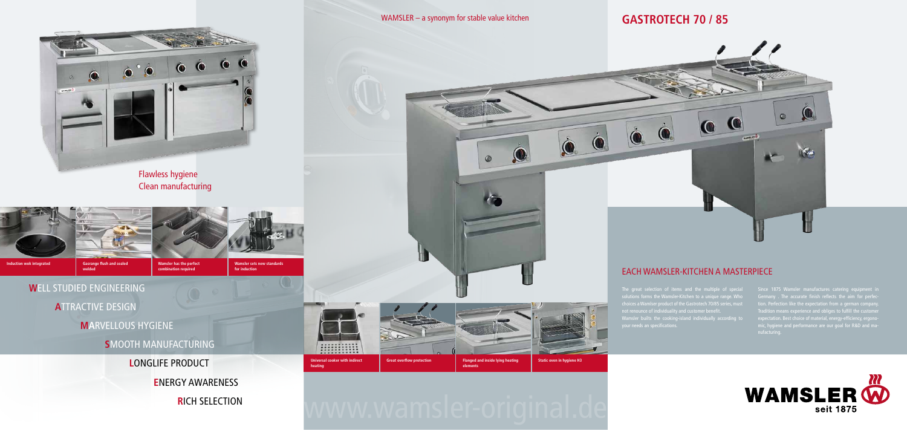Flawless hygiene
Clean manufacturing

Induction wok integrated

Gasrange flush and sealed welded

Wamsler has the perfect combination required

Wamsler sets new standards for induction

**W**ELL STUDIED ENGINEERING

**A**TTRACTIVE DESIGN

**M**ARVELLOUS HYGIENE

**S**MOOTH MANUFACTURING

**L**ONGLIFE PRODUCT

**E**NERGY AWARENESS

**R**ICH SELECTION

WAMSLER – a synonym for stable value kitchen

# GASTROTECH 70 / 85

Universal cooker with indirect heating

Great overflow protection

Flanged and inside lying heating elements

Static oven in hygiene H3

www.wamsler-original.de

## EACH WAMSLER-KITCHEN A MASTERPIECE

The great selection of items and the multiple of special solutions forms the Wamsler-Kitchen to a unique range. Who choices a Wamsler product of the Gastrotech 70/85 series, must not renounce of individuality and customer benefit.
Wamsler builts the cooking-island individually according to your needs an specifications.

Since 1875 Wamsler manufactures catering equipment in Germany . The accurate finish reflects the aim for perfection. Perfection like the expectation from a german company. Tradition means experience and obliges to fulfill the customer expectation. Best choice of material, energy-efficiency, ergonomic, hygiene and performance are our goal for R&D and manufacturing.

WAMSLER
seit 1875